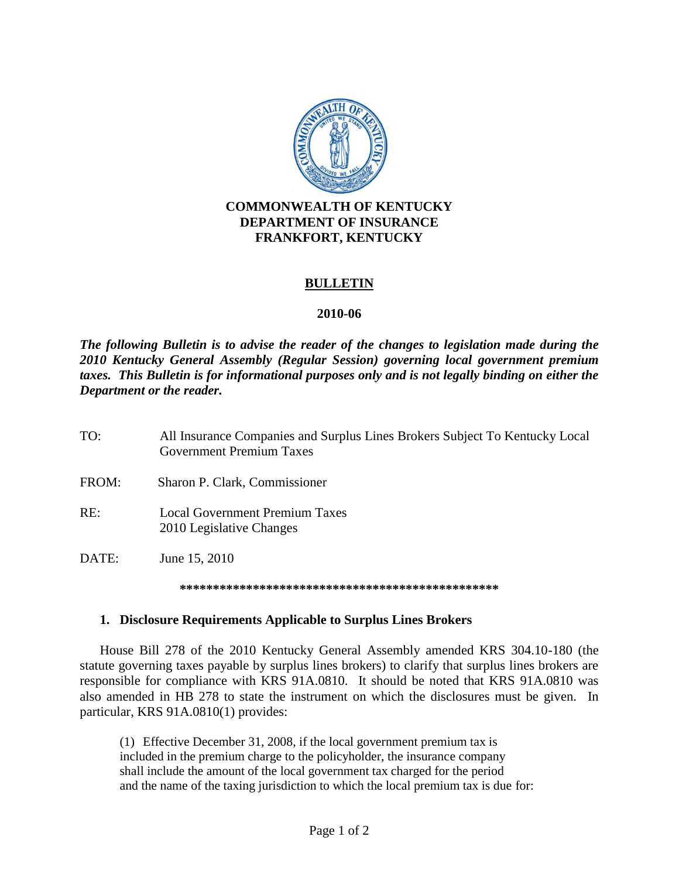**COMMONWEALTH OF KENTUCKY**
**DEPARTMENT OF INSURANCE**
**FRANKFORT, KENTUCKY**

# BULLETIN

**2010-06**

***The following Bulletin is to advise the reader of the changes to legislation made during the 2010 Kentucky General Assembly (Regular Session) governing local government premium taxes. This Bulletin is for informational purposes only and is not legally binding on either the Department or the reader.***

TO: All Insurance Companies and Surplus Lines Brokers Subject To Kentucky Local Government Premium Taxes

FROM: Sharon P. Clark, Commissioner

RE: Local Government Premium Taxes
2010 Legislative Changes

DATE: June 15, 2010

**************************************************

## 1. Disclosure Requirements Applicable to Surplus Lines Brokers

House Bill 278 of the 2010 Kentucky General Assembly amended KRS 304.10-180 (the statute governing taxes payable by surplus lines brokers) to clarify that surplus lines brokers are responsible for compliance with KRS 91A.0810. It should be noted that KRS 91A.0810 was also amended in HB 278 to state the instrument on which the disclosures must be given. In particular, KRS 91A.0810(1) provides:

> (1) Effective December 31, 2008, if the local government premium tax is included in the premium charge to the policyholder, the insurance company shall include the amount of the local government tax charged for the period and the name of the taxing jurisdiction to which the local premium tax is due for: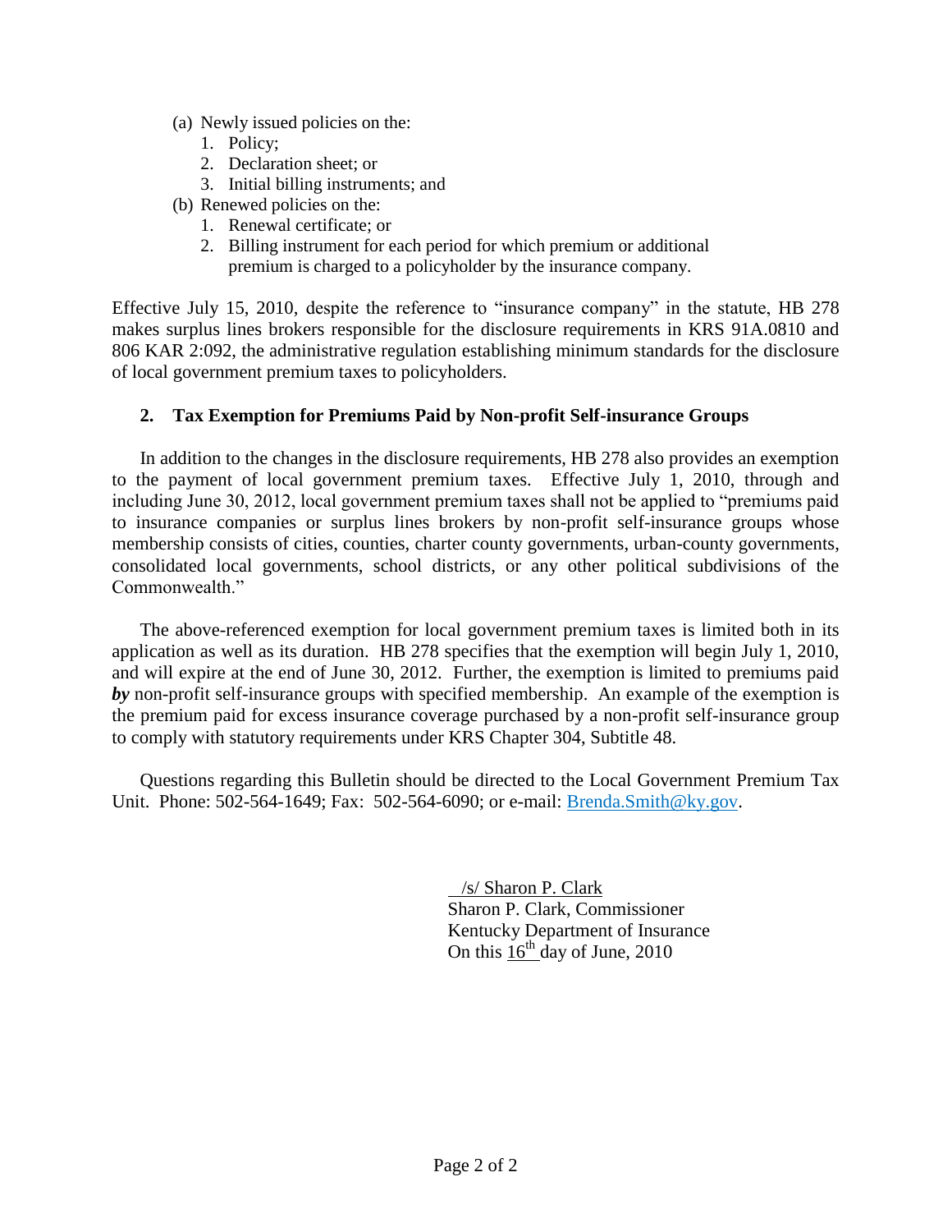(a) Newly issued policies on the:
   1. Policy;
   2. Declaration sheet; or
   3. Initial billing instruments; and

(b) Renewed policies on the:
   1. Renewal certificate; or
   2. Billing instrument for each period for which premium or additional premium is charged to a policyholder by the insurance company.

Effective July 15, 2010, despite the reference to "insurance company" in the statute, HB 278 makes surplus lines brokers responsible for the disclosure requirements in KRS 91A.0810 and 806 KAR 2:092, the administrative regulation establishing minimum standards for the disclosure of local government premium taxes to policyholders.

**2. Tax Exemption for Premiums Paid by Non-profit Self-insurance Groups**

In addition to the changes in the disclosure requirements, HB 278 also provides an exemption to the payment of local government premium taxes. Effective July 1, 2010, through and including June 30, 2012, local government premium taxes shall not be applied to "premiums paid to insurance companies or surplus lines brokers by non-profit self-insurance groups whose membership consists of cities, counties, charter county governments, urban-county governments, consolidated local governments, school districts, or any other political subdivisions of the Commonwealth."

The above-referenced exemption for local government premium taxes is limited both in its application as well as its duration. HB 278 specifies that the exemption will begin July 1, 2010, and will expire at the end of June 30, 2012. Further, the exemption is limited to premiums paid ***by*** non-profit self-insurance groups with specified membership. An example of the exemption is the premium paid for excess insurance coverage purchased by a non-profit self-insurance group to comply with statutory requirements under KRS Chapter 304, Subtitle 48.

Questions regarding this Bulletin should be directed to the Local Government Premium Tax Unit. Phone: 502-564-1649; Fax: 502-564-6090; or e-mail: Brenda.Smith@ky.gov.

/s/ Sharon P. Clark
Sharon P. Clark, Commissioner
Kentucky Department of Insurance
On this 16th day of June, 2010